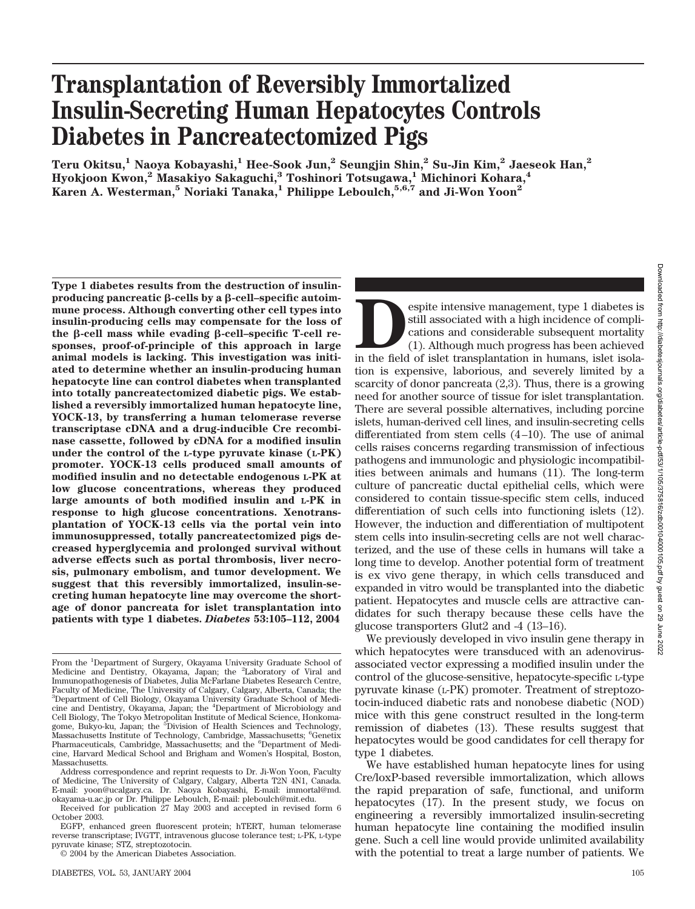# Transplantation of Reversibly Immortalized Insulin-Secreting Human Hepatocytes Controls Diabetes in Pancreatectomized Pigs

**Teru Okitsu,[1] Naoya Kobayashi,[1] Hee-Sook Jun,[2] Seungjin Shin,[2] Su-Jin Kim,[2] Jaeseok Han,[2] Hyokjoon Kwon,[2] Masakiyo Sakaguchi,[3] Toshinori Totsugawa,[1] Michinori Kohara,[4] Karen A. Westerman,[5] Noriaki Tanaka,[1] Philippe Leboulch,[5,6,7] and Ji-Won Yoon[2]**

**Type 1 diabetes results from the destruction of insulin-producing pancreatic β-cells by a β-cell–specific autoimmune process. Although converting other cell types into insulin-producing cells may compensate for the loss of the β-cell mass while evading β-cell–specific T-cell responses, proof-of-principle of this approach in large animal models is lacking. This investigation was initiated to determine whether an insulin-producing human hepatocyte line can control diabetes when transplanted into totally pancreatectomized diabetic pigs. We established a reversibly immortalized human hepatocyte line, YOCK-13, by transferring a human telomerase reverse transcriptase cDNA and a drug-inducible Cre recombinase cassette, followed by cDNA for a modified insulin under the control of the L-type pyruvate kinase (L-PK) promoter. YOCK-13 cells produced small amounts of modified insulin and no detectable endogenous L-PK at low glucose concentrations, whereas they produced large amounts of both modified insulin and L-PK in response to high glucose concentrations. Xenotransplantation of YOCK-13 cells via the portal vein into immunosuppressed, totally pancreatectomized pigs decreased hyperglycemia and prolonged survival without adverse effects such as portal thrombosis, liver necrosis, pulmonary embolism, and tumor development. We suggest that this reversibly immortalized, insulin-secreting human hepatocyte line may overcome the shortage of donor pancreata for islet transplantation into patients with type 1 diabetes. *Diabetes* 53:105–112, 2004**

From the [1]Department of Surgery, Okayama University Graduate School of Medicine and Dentistry, Okayama, Japan; the [2]Laboratory of Viral and Immunopathogenesis of Diabetes, Julia McFarlane Diabetes Research Centre, Faculty of Medicine, The University of Calgary, Calgary, Alberta, Canada; the [3]Department of Cell Biology, Okayama University Graduate School of Medicine and Dentistry, Okayama, Japan; the [4]Department of Microbiology and Cell Biology, The Tokyo Metropolitan Institute of Medical Science, Honkomagome, Bukyo-ku, Japan; the [5]Division of Health Sciences and Technology, Massachusetts Institute of Technology, Cambridge, Massachusetts; [6]Genetix Pharmaceuticals, Cambridge, Massachusetts; and the [6]Department of Medicine, Harvard Medical School and Brigham and Women's Hospital, Boston, Massachusetts.

Address correspondence and reprint requests to Dr. Ji-Won Yoon, Faculty of Medicine, The University of Calgary, Calgary, Alberta T2N 4N1, Canada. E-mail: yoon@ucalgary.ca. Dr. Naoya Kobayashi, E-mail: immortal@md.okayama-u.ac.jp or Dr. Philippe Leboulch, E-mail: pleboulch@mit.edu.

Received for publication 27 May 2003 and accepted in revised form 6 October 2003.

EGFP, enhanced green fluorescent protein; hTERT, human telomerase reverse transcriptase; IVGTT, intravenous glucose tolerance test; L-PK, L-type pyruvate kinase; STZ, streptozotocin.

© 2004 by the American Diabetes Association.

Despite intensive management, type 1 diabetes is still associated with a high incidence of complications and considerable subsequent mortality (1). Although much progress has been achieved in the field of islet transplantation in humans, islet isolation is expensive, laborious, and severely limited by a scarcity of donor pancreata (2,3). Thus, there is a growing need for another source of tissue for islet transplantation. There are several possible alternatives, including porcine islets, human-derived cell lines, and insulin-secreting cells differentiated from stem cells (4–10). The use of animal cells raises concerns regarding transmission of infectious pathogens and immunologic and physiologic incompatibilities between animals and humans (11). The long-term culture of pancreatic ductal epithelial cells, which were considered to contain tissue-specific stem cells, induced differentiation of such cells into functioning islets (12). However, the induction and differentiation of multipotent stem cells into insulin-secreting cells are not well characterized, and the use of these cells in humans will take a long time to develop. Another potential form of treatment is ex vivo gene therapy, in which cells transduced and expanded in vitro would be transplanted into the diabetic patient. Hepatocytes and muscle cells are attractive candidates for such therapy because these cells have the glucose transporters Glut2 and -4 (13–16).

We previously developed in vivo insulin gene therapy in which hepatocytes were transduced with an adenovirus-associated vector expressing a modified insulin under the control of the glucose-sensitive, hepatocyte-specific L-type pyruvate kinase (L-PK) promoter. Treatment of streptozotocin-induced diabetic rats and nonobese diabetic (NOD) mice with this gene construct resulted in the long-term remission of diabetes (13). These results suggest that hepatocytes would be good candidates for cell therapy for type 1 diabetes.

We have established human hepatocyte lines for using Cre/loxP-based reversible immortalization, which allows the rapid preparation of safe, functional, and uniform hepatocytes (17). In the present study, we focus on engineering a reversibly immortalized insulin-secreting human hepatocyte line containing the modified insulin gene. Such a cell line would provide unlimited availability with the potential to treat a large number of patients. We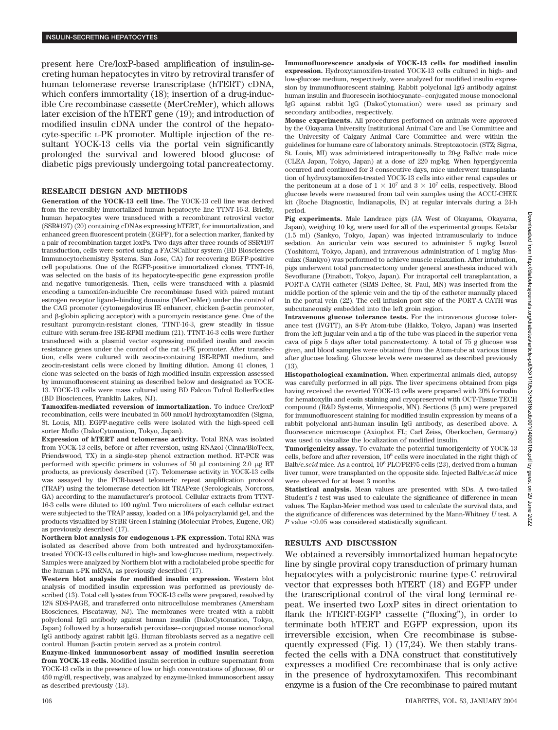present here Cre/loxP-based amplification of insulin-secreting human hepatocytes in vitro by retroviral transfer of human telomerase reverse transcriptase (hTERT) cDNA, which confers immortality (18); insertion of a drug-inducible Cre recombinase cassette (MerCreMer), which allows later excision of the hTERT gene (19); and introduction of modified insulin cDNA under the control of the hepatocyte-specific L-PK promoter. Multiple injection of the resultant YOCK-13 cells via the portal vein significantly prolonged the survival and lowered blood glucose of diabetic pigs previously undergoing total pancreatectomy.

## RESEARCH DESIGN AND METHODS

**Generation of the YOCK-13 cell line.** The YOCK-13 cell line was derived from the reversibly immortalized human hepatocyte line TTNT-16-3. Briefly, human hepatocytes were transduced with a recombinant retroviral vector (SSR#197) (20) containing cDNAs expressing hTERT, for immortalization, and enhanced green fluorescent protein (EGFP), for a selection marker, flanked by a pair of recombination target loxPs. Two days after three rounds of SSR#197 transduction, cells were sorted using a FACSCalibur system (BD Biosciences Immunocytochemistry Systems, San Jose, CA) for recovering EGFP-positive cell populations. One of the EGFP-positive immortalized clones, TTNT-16, was selected on the basis of its hepatocyte-specific gene expression profile and negative tumorigenesis. Then, cells were transduced with a plasmid encoding a tamoxifen-inducible Cre recombinase fused with paired mutant estrogen receptor ligand–binding domains (MerCreMer) under the control of the CAG promoter (cytomegalovirus IE enhancer, chicken β-actin promoter, and β-globin splicing acceptor) with a puromycin resistance gene. One of the resultant puromycin-resistant clones, TTNT-16-3, grew steadily in tissue culture with serum-free ISE-RPMI medium (21). TTNT-16-3 cells were further transduced with a plasmid vector expressing modified insulin and zeocin resistance genes under the control of the rat L-PK promoter. After transfection, cells were cultured with zeocin-containing ISE-RPMI medium, and zeocin-resistant cells were cloned by limiting dilution. Among 41 clones, 1 clone was selected on the basis of high modified insulin expression assessed by immunofluorescent staining as described below and designated as YOCK-13. YOCK-13 cells were mass cultured using BD Falcon Tufrol RollerBottles (BD Biosciences, Franklin Lakes, NJ).

**Tamoxifen-mediated reversion of immortalization.** To induce Cre/loxP recombination, cells were incubated in 500 nmol/l hydroxytamoxifen (Sigma, St. Louis, MI). EGFP-negative cells were isolated with the high-speed cell sorter Moflo (DakoCytomation, Tokyo, Japan).

**Expression of hTERT and telomerase activity.** Total RNA was isolated from YOCK-13 cells, before or after reversion, using RNAzol (Cinna/BioTecx, Friendswood, TX) in a single-step phenol extraction method. RT-PCR was performed with specific primers in volumes of 50 μl containing 2.0 μg RT products, as previously described (17). Telomerase activity in YOCK-13 cells was assayed by the PCR-based telomeric repeat amplification protocol (TRAP) using the telomerase detection kit TRAPeze (Serologicals, Norcross, GA) according to the manufacturer's protocol. Cellular extracts from TTNT-16-3 cells were diluted to 100 ng/ml. Two microliters of each cellular extract were subjected to the TRAP assay, loaded on a 10% polyacrylamid gel, and the products visualized by SYBR Green I staining (Molecular Probes, Eugene, OR) as previously described (17).

**Northern blot analysis for endogenous L-PK expression.** Total RNA was isolated as described above from both untreated and hydroxytamoxifen-treated YOCK-13 cells cultured in high- and low-glucose medium, respectively. Samples were analyzed by Northern blot with a radiolabeled probe specific for the human L-PK mRNA, as previously described (17).

**Western blot analysis for modified insulin expression.** Western blot analysis of modified insulin expression was performed as previously described (13). Total cell lysates from YOCK-13 cells were prepared, resolved by 12% SDS-PAGE, and transferred onto nitrocellulose membranes (Amersham Biosciences, Piscataway, NJ). The membranes were treated with a rabbit polyclonal IgG antibody against human insulin (DakoCytomation, Tokyo, Japan) followed by a horseradish peroxidase–conjugated mouse monoclonal IgG antibody against rabbit IgG. Human fibroblasts served as a negative cell control. Human β-actin protein served as a protein control.

**Enzyme-linked immunosorbent assay of modified insulin secretion from YOCK-13 cells.** Modified insulin secretion in culture supernatant from YOCK-13 cells in the presence of low or high concentrations of glucose, 60 or 450 mg/dl, respectively, was analyzed by enzyme-linked immunosorbent assay as described previously (13).

**Immunofluorescence analysis of YOCK-13 cells for modified insulin expression.** Hydroxytamoxifen-treated YOCK-13 cells cultured in high- and low-glucose medium, respectively, were analyzed for modified insulin expression by immunofluorescent staining. Rabbit polyclonal IgG antibody against human insulin and fluorescein isothiocyanate–conjugated mouse monoclonal IgG against rabbit IgG (DakoCytomation) were used as primary and secondary antibodies, respectively.

**Mouse experiments.** All procedures performed on animals were approved by the Okayama University Institutional Animal Care and Use Committee and the University of Calgary Animal Care Committee and were within the guidelines for humane care of laboratory animals. Streptozotocin (STZ; Sigma, St. Louis, MI) was administered intraperitoneally to 20-g Balb/c male mice (CLEA Japan, Tokyo, Japan) at a dose of 220 mg/kg. When hyperglycemia occurred and continued for 3 consecutive days, mice underwent transplantation of hydroxytamoxifen-treated YOCK-13 cells into either renal capsules or the peritoneum at a dose of $1 \times 10^7$ and $3 \times 10^7$ cells, respectively. Blood glucose levels were measured from tail vein samples using the ACCU-CHEK kit (Roche Diagnostic, Indianapolis, IN) at regular intervals during a 24-h period.

**Pig experiments.** Male Landrace pigs (JA West of Okayama, Okayama, Japan), weighing 10 kg, were used for all of the experimental groups. Ketalar (1.5 ml) (Sankyo, Tokyo, Japan) was injected intramuscularly to induce sedation. An auricular vein was secured to administer 5 mg/kg Isozol (Yoshitomi, Tokyo, Japan), and intravenous administration of 1 mg/kg Musculax (Sankyo) was performed to achieve muscle relaxation. After intubation, pigs underwent total pancreatectomy under general anesthesia induced with Sevoflurane (Dinabott, Tokyo, Japan). For intraportal cell transplantation, a PORT-A CATH catheter (SIMS Deltec, St. Paul, MN) was inserted from the middle portion of the splenic vein and the tip of the catheter manually placed in the portal vein (22). The cell infusion port site of the PORT-A CATH was subcutaneously embedded into the left groin region.

**Intravenous glucose tolerance tests.** For the intravenous glucose tolerance test (IVGTT), an 8-Fr Atom-tube (Hakko, Tokyo, Japan) was inserted from the left jugular vein and a tip of the tube was placed in the superior vena cava of pigs 5 days after total pancreatectomy. A total of 75 g glucose was given, and blood samples were obtained from the Atom-tube at various times after glucose loading. Glucose levels were measured as described previously (13).

**Histopathological examination.** When experimental animals died, autopsy was carefully performed in all pigs. The liver specimens obtained from pigs having received the reverted YOCK-13 cells were prepared with 20% formalin for hematoxylin and eosin staining and cryopreserved with OCT-Tissue TECH compound (R&D Systems, Minneapolis, MN). Sections (5 μm) were prepared for immunofluorescent staining for modified insulin expression by means of a rabbit polyclonal anti-human insulin IgG antibody, as described above. A fluorescence microscope (Axiophot FL; Carl Zeiss, Oberkochen, Germany) was used to visualize the localization of modified insulin.

**Tumorigenicity assay.** To evaluate the potential tumorigenicity of YOCK-13 cells, before and after reversion, $10^6$ cells were inoculated in the right thigh of Balb/c.*scid* mice. As a control, $10^6$ PLC/PRF/5 cells (23), derived from a human liver tumor, were transplanted on the opposite side. Injected Balb/c.*scid* mice were observed for at least 3 months.

**Statistical analysis.** Mean values are presented with SDs. A two-tailed Student's *t* test was used to calculate the significance of difference in mean values. The Kaplan-Meier method was used to calculate the survival data, and the significance of differences was determined by the Mann-Whitney *U* test. A $P$ value $<0.05$ was considered statistically significant.

## RESULTS AND DISCUSSION

We obtained a reversibly immortalized human hepatocyte line by single proviral copy transduction of primary human hepatocytes with a polycistronic murine type-C retroviral vector that expresses both hTERT (18) and EGFP under the transcriptional control of the viral long terminal repeat. We inserted two LoxP sites in direct orientation to flank the hTERT-EGFP cassette ("floxing"), in order to terminate both hTERT and EGFP expression, upon its irreversible excision, when Cre recombinase is subsequently expressed (Fig. 1) (17,24). We then stably transfected the cells with a DNA construct that constitutively expresses a modified Cre recombinase that is only active in the presence of hydroxytamoxifen. This recombinant enzyme is a fusion of the Cre recombinase to paired mutant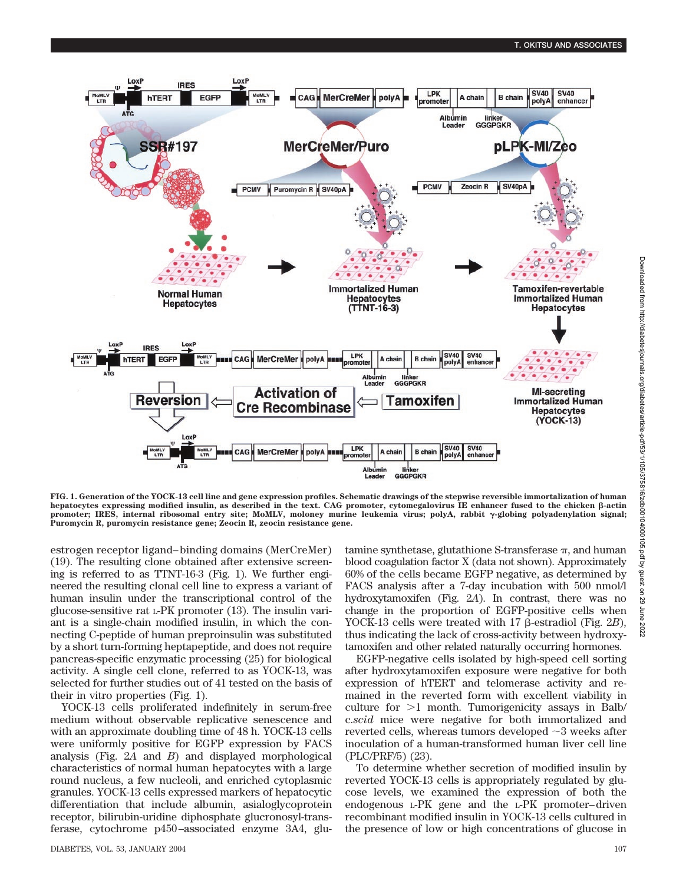FIG. 1. Generation of the YOCK-13 cell line and gene expression profiles. Schematic drawings of the stepwise reversible immortalization of human hepatocytes expressing modified insulin, as described in the text. CAG promoter, cytomegalovirus IE enhancer fused to the chicken β-actin promoter; IRES, internal ribosomal entry site; MoMLV, moloney murine leukemia virus; polyA, rabbit γ-globing polyadenylation signal; Puromycin R, puromycin resistance gene; Zeocin R, zeocin resistance gene.

estrogen receptor ligand–binding domains (MerCreMer) (19). The resulting clone obtained after extensive screening is referred to as TTNT-16-3 (Fig. 1). We further engineered the resulting clonal cell line to express a variant of human insulin under the transcriptional control of the glucose-sensitive rat L-PK promoter (13). The insulin variant is a single-chain modified insulin, in which the connecting C-peptide of human preproinsulin was substituted by a short turn-forming heptapeptide, and does not require pancreas-specific enzymatic processing (25) for biological activity. A single cell clone, referred to as YOCK-13, was selected for further studies out of 41 tested on the basis of their in vitro properties (Fig. 1).

YOCK-13 cells proliferated indefinitely in serum-free medium without observable replicative senescence and with an approximate doubling time of 48 h. YOCK-13 cells were uniformly positive for EGFP expression by FACS analysis (Fig. 2*A* and *B*) and displayed morphological characteristics of normal human hepatocytes with a large round nucleus, a few nucleoli, and enriched cytoplasmic granules. YOCK-13 cells expressed markers of hepatocytic differentiation that include albumin, asialoglycoprotein receptor, bilirubin-uridine diphosphate glucronosyl-transferase, cytochrome p450–associated enzyme 3A4, glutamine synthetase, glutathione S-transferase π, and human blood coagulation factor X (data not shown). Approximately 60% of the cells became EGFP negative, as determined by FACS analysis after a 7-day incubation with 500 nmol/l hydroxytamoxifen (Fig. 2*A*). In contrast, there was no change in the proportion of EGFP-positive cells when YOCK-13 cells were treated with 17 β-estradiol (Fig. 2*B*), thus indicating the lack of cross-activity between hydroxytamoxifen and other related naturally occurring hormones.

EGFP-negative cells isolated by high-speed cell sorting after hydroxytamoxifen exposure were negative for both expression of hTERT and telomerase activity and remained in the reverted form with excellent viability in culture for >1 month. Tumorigenicity assays in Balb/c.*scid* mice were negative for both immortalized and reverted cells, whereas tumors developed ~3 weeks after inoculation of a human-transformed human liver cell line (PLC/PRF/5) (23).

To determine whether secretion of modified insulin by reverted YOCK-13 cells is appropriately regulated by glucose levels, we examined the expression of both the endogenous L-PK gene and the L-PK promoter–driven recombinant modified insulin in YOCK-13 cells cultured in the presence of low or high concentrations of glucose in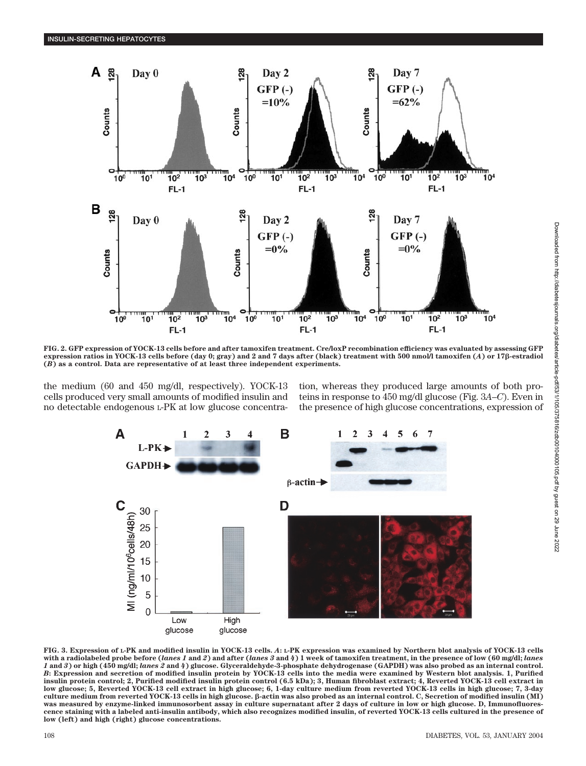FIG. 2. GFP expression of YOCK-13 cells before and after tamoxifen treatment. Cre/loxP recombination efficiency was evaluated by assessing GFP expression ratios in YOCK-13 cells before (day 0; gray) and 2 and 7 days after (black) treatment with 500 nmol/l tamoxifen (*A*) or 17β-estradiol (*B*) as a control. Data are representative of at least three independent experiments.

the medium (60 and 450 mg/dl, respectively). YOCK-13 cells produced very small amounts of modified insulin and no detectable endogenous L-PK at low glucose concentration, whereas they produced large amounts of both proteins in response to 450 mg/dl glucose (Fig. 3*A–C*). Even in the presence of high glucose concentrations, expression of

FIG. 3. Expression of L-PK and modified insulin in YOCK-13 cells. *A*: L-PK expression was examined by Northern blot analysis of YOCK-13 cells with a radiolabeled probe before (*lanes 1* and *2*) and after (*lanes 3* and *4*) 1 week of tamoxifen treatment, in the presence of low (60 mg/dl; *lanes 1* and *3*) or high (450 mg/dl; *lanes 2* and *4*) glucose. Glyceraldehyde-3-phosphate dehydrogenase (GAPDH) was also probed as an internal control. *B*: Expression and secretion of modified insulin protein by YOCK-13 cells into the media were examined by Western blot analysis. 1, Purified insulin protein control; 2, Purified modified insulin protein control (6.5 kDa); 3, Human fibroblast extract; 4, Reverted YOCK-13 cell extract in low glucose; 5, Reverted YOCK-13 cell extract in high glucose; 6, 1-day culture medium from reverted YOCK-13 cells in high glucose; 7, 3-day culture medium from reverted YOCK-13 cells in high glucose. β-actin was also probed as an internal control. C, Secretion of modified insulin (MI) was measured by enzyme-linked immunosorbent assay in culture supernatant after 2 days of culture in low or high glucose. D, Immunofluorescence staining with a labeled anti-insulin antibody, which also recognizes modified insulin, of reverted YOCK-13 cells cultured in the presence of low (left) and high (right) glucose concentrations.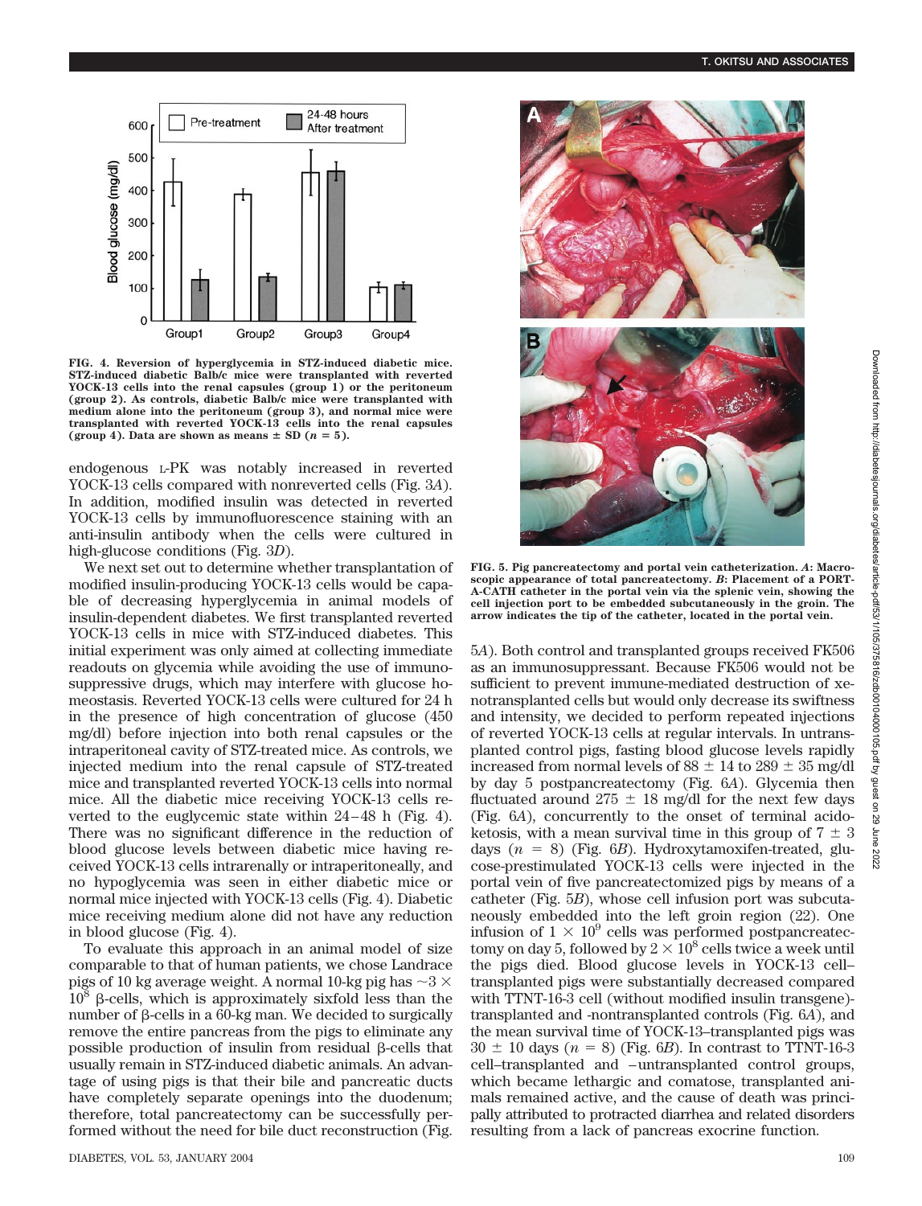FIG. 4. Reversion of hyperglycemia in STZ-induced diabetic mice. STZ-induced diabetic Balb/c mice were transplanted with reverted YOCK-13 cells into the renal capsules (group 1) or the peritoneum (group 2). As controls, diabetic Balb/c mice were transplanted with medium alone into the peritoneum (group 3), and normal mice were transplanted with reverted YOCK-13 cells into the renal capsules (group 4). Data are shown as means ± SD ($n = 5$).

endogenous L-PK was notably increased in reverted YOCK-13 cells compared with nonreverted cells (Fig. 3*A*). In addition, modified insulin was detected in reverted YOCK-13 cells by immunofluorescence staining with an anti-insulin antibody when the cells were cultured in high-glucose conditions (Fig. 3*D*).

We next set out to determine whether transplantation of modified insulin-producing YOCK-13 cells would be capable of decreasing hyperglycemia in animal models of insulin-dependent diabetes. We first transplanted reverted YOCK-13 cells in mice with STZ-induced diabetes. This initial experiment was only aimed at collecting immediate readouts on glycemia while avoiding the use of immunosuppressive drugs, which may interfere with glucose homeostasis. Reverted YOCK-13 cells were cultured for 24 h in the presence of high concentration of glucose (450 mg/dl) before injection into both renal capsules or the intraperitoneal cavity of STZ-treated mice. As controls, we injected medium into the renal capsule of STZ-treated mice and transplanted reverted YOCK-13 cells into normal mice. All the diabetic mice receiving YOCK-13 cells reverted to the euglycemic state within 24–48 h (Fig. 4). There was no significant difference in the reduction of blood glucose levels between diabetic mice having received YOCK-13 cells intrarenally or intraperitoneally, and no hypoglycemia was seen in either diabetic mice or normal mice injected with YOCK-13 cells (Fig. 4). Diabetic mice receiving medium alone did not have any reduction in blood glucose (Fig. 4).

To evaluate this approach in an animal model of size comparable to that of human patients, we chose Landrace pigs of 10 kg average weight. A normal 10-kg pig has $\sim 3 \times 10^8$ β-cells, which is approximately sixfold less than the number of β-cells in a 60-kg man. We decided to surgically remove the entire pancreas from the pigs to eliminate any possible production of insulin from residual β-cells that usually remain in STZ-induced diabetic animals. An advantage of using pigs is that their bile and pancreatic ducts have completely separate openings into the duodenum; therefore, total pancreatectomy can be successfully performed without the need for bile duct reconstruction (Fig. 5*A*). Both control and transplanted groups received FK506 as an immunosuppressant. Because FK506 would not be sufficient to prevent immune-mediated destruction of xenotransplanted cells but would only decrease its swiftness and intensity, we decided to perform repeated injections of reverted YOCK-13 cells at regular intervals. In untransplanted control pigs, fasting blood glucose levels rapidly increased from normal levels of 88 ± 14 to 289 ± 35 mg/dl by day 5 postpancreatectomy (Fig. 6*A*). Glycemia then fluctuated around 275 ± 18 mg/dl for the next few days (Fig. 6*A*), concurrently to the onset of terminal acidoketosis, with a mean survival time in this group of 7 ± 3 days ($n = 8$) (Fig. 6*B*). Hydroxytamoxifen-treated, glucose-prestimulated YOCK-13 cells were injected in the portal vein of five pancreatectomized pigs by means of a catheter (Fig. 5*B*), whose cell infusion port was subcutaneously embedded into the left groin region (22). One infusion of $1 \times 10^9$ cells was performed postpancreatectomy on day 5, followed by $2 \times 10^8$ cells twice a week until the pigs died. Blood glucose levels in YOCK-13 cell–transplanted pigs were substantially decreased compared with TTNT-16-3 cell (without modified insulin transgene)-transplanted and -nontransplanted controls (Fig. 6*A*), and the mean survival time of YOCK-13–transplanted pigs was 30 ± 10 days ($n = 8$) (Fig. 6*B*). In contrast to TTNT-16-3 cell–transplanted and –untransplanted control groups, which became lethargic and comatose, transplanted animals remained active, and the cause of death was principally attributed to protracted diarrhea and related disorders resulting from a lack of pancreas exocrine function.

FIG. 5. Pig pancreatectomy and portal vein catheterization. *A*: Macroscopic appearance of total pancreatectomy. *B*: Placement of a PORT-A-CATH catheter in the portal vein via the splenic vein, showing the cell injection port to be embedded subcutaneously in the groin. The arrow indicates the tip of the catheter, located in the portal vein.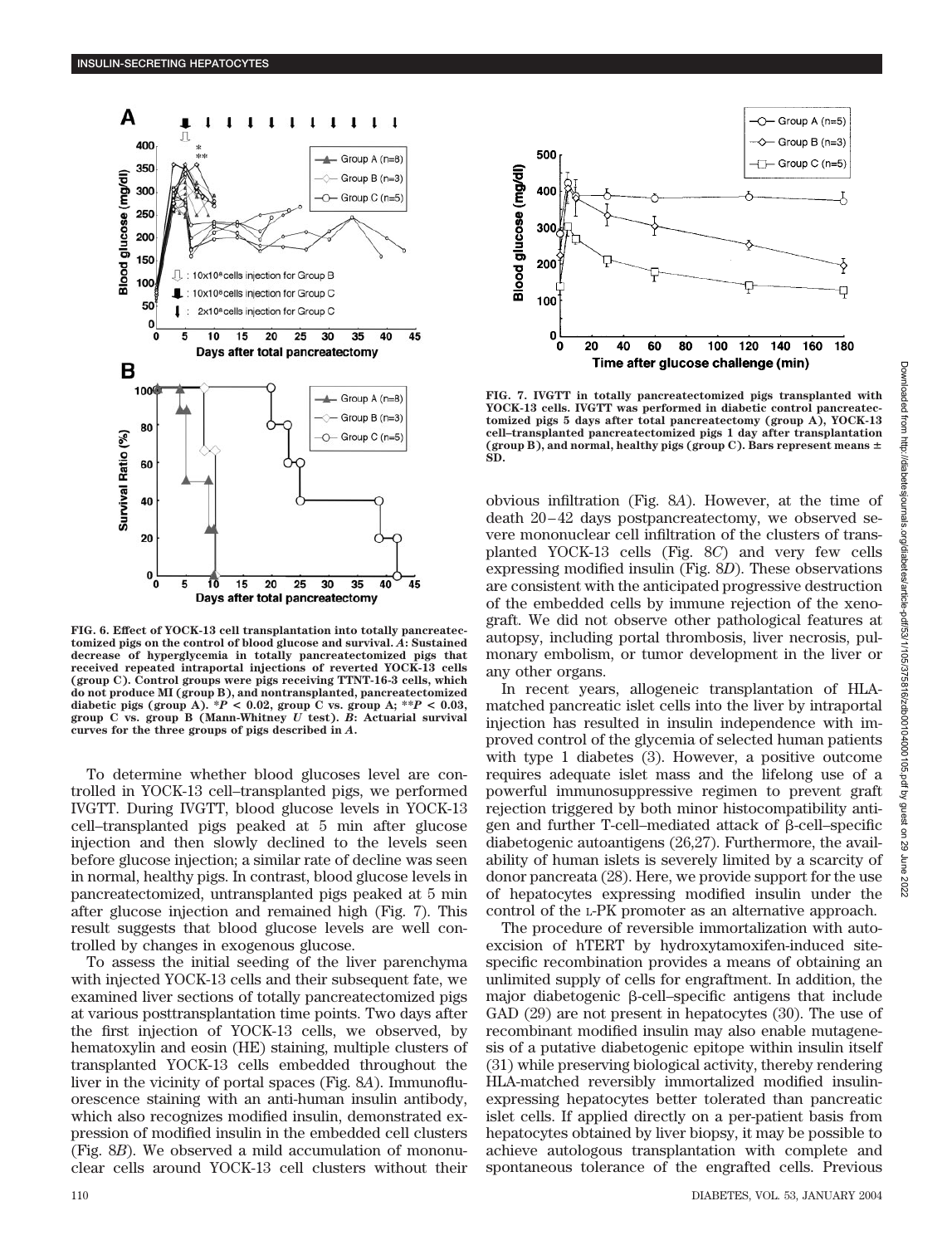**FIG. 6. Effect of YOCK-13 cell transplantation into totally pancreatectomized pigs on the control of blood glucose and survival. *A*: Sustained decrease of hyperglycemia in totally pancreatectomized pigs that received repeated intraportal injections of reverted YOCK-13 cells (group C). Control groups were pigs receiving TTNT-16-3 cells, which do not produce MI (group B), and nontransplanted, pancreatectomized diabetic pigs (group A). $*P < 0.02$, group C vs. group A; $**P < 0.03$, group C vs. group B (Mann-Whitney *U* test). *B*: Actuarial survival curves for the three groups of pigs described in *A*.**

**FIG. 7. IVGTT in totally pancreatectomized pigs transplanted with YOCK-13 cells. IVGTT was performed in diabetic control pancreatectomized pigs 5 days after total pancreatectomy (group A), YOCK-13 cell–transplanted pancreatectomized pigs 1 day after transplantation (group B), and normal, healthy pigs (group C). Bars represent means ± SD.**

To determine whether blood glucoses level are controlled in YOCK-13 cell–transplanted pigs, we performed IVGTT. During IVGTT, blood glucose levels in YOCK-13 cell–transplanted pigs peaked at 5 min after glucose injection and then slowly declined to the levels seen before glucose injection; a similar rate of decline was seen in normal, healthy pigs. In contrast, blood glucose levels in pancreatectomized, untransplanted pigs peaked at 5 min after glucose injection and remained high (Fig. 7). This result suggests that blood glucose levels are well controlled by changes in exogenous glucose.

To assess the initial seeding of the liver parenchyma with injected YOCK-13 cells and their subsequent fate, we examined liver sections of totally pancreatectomized pigs at various posttransplantation time points. Two days after the first injection of YOCK-13 cells, we observed, by hematoxylin and eosin (HE) staining, multiple clusters of transplanted YOCK-13 cells embedded throughout the liver in the vicinity of portal spaces (Fig. 8*A*). Immunofluorescence staining with an anti-human insulin antibody, which also recognizes modified insulin, demonstrated expression of modified insulin in the embedded cell clusters (Fig. 8*B*). We observed a mild accumulation of mononuclear cells around YOCK-13 cell clusters without their obvious infiltration (Fig. 8*A*). However, at the time of death 20–42 days postpancreatectomy, we observed severe mononuclear cell infiltration of the clusters of transplanted YOCK-13 cells (Fig. 8*C*) and very few cells expressing modified insulin (Fig. 8*D*). These observations are consistent with the anticipated progressive destruction of the embedded cells by immune rejection of the xenograft. We did not observe other pathological features at autopsy, including portal thrombosis, liver necrosis, pulmonary embolism, or tumor development in the liver or any other organs.

In recent years, allogeneic transplantation of HLA-matched pancreatic islet cells into the liver by intraportal injection has resulted in insulin independence with improved control of the glycemia of selected human patients with type 1 diabetes (3). However, a positive outcome requires adequate islet mass and the lifelong use of a powerful immunosuppressive regimen to prevent graft rejection triggered by both minor histocompatibility antigen and further T-cell–mediated attack of β-cell–specific diabetogenic autoantigens (26,27). Furthermore, the availability of human islets is severely limited by a scarcity of donor pancreata (28). Here, we provide support for the use of hepatocytes expressing modified insulin under the control of the L-PK promoter as an alternative approach.

The procedure of reversible immortalization with autoexcision of hTERT by hydroxytamoxifen-induced site-specific recombination provides a means of obtaining an unlimited supply of cells for engraftment. In addition, the major diabetogenic β-cell–specific antigens that include GAD (29) are not present in hepatocytes (30). The use of recombinant modified insulin may also enable mutagenesis of a putative diabetogenic epitope within insulin itself (31) while preserving biological activity, thereby rendering HLA-matched reversibly immortalized modified insulin-expressing hepatocytes better tolerated than pancreatic islet cells. If applied directly on a per-patient basis from hepatocytes obtained by liver biopsy, it may be possible to achieve autologous transplantation with complete and spontaneous tolerance of the engrafted cells. Previous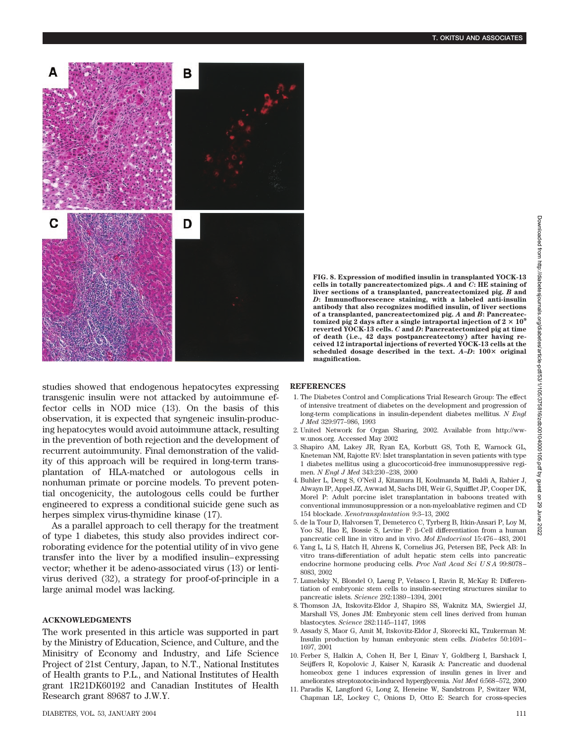FIG. 8. **Expression of modified insulin in transplanted YOCK-13 cells in totally pancreatectomized pigs. *A* and *C*: HE staining of liver sections of a transplanted, pancreatectomized pig. *B* and *D*: Immunofluorescence staining, with a labeled anti-insulin antibody that also recognizes modified insulin, of liver sections of a transplanted, pancreatectomized pig. *A* and *B*: Pancreatectomized pig 2 days after a single intraportal injection of $2 \times 10^9$ reverted YOCK-13 cells. *C* and *D*: Pancreatectomized pig at time of death (i.e., 42 days postpancreatectomy) after having received 12 intraportal injections of reverted YOCK-13 cells at the scheduled dosage described in the text. *A–D*: 100× original magnification.**

studies showed that endogenous hepatocytes expressing transgenic insulin were not attacked by autoimmune effector cells in NOD mice (13). On the basis of this observation, it is expected that syngeneic insulin-producing hepatocytes would avoid autoimmune attack, resulting in the prevention of both rejection and the development of recurrent autoimmunity. Final demonstration of the validity of this approach will be required in long-term transplantation of HLA-matched or autologous cells in nonhuman primate or porcine models. To prevent potential oncogenicity, the autologous cells could be further engineered to express a conditional suicide gene such as herpes simplex virus-thymidine kinase (17).

As a parallel approach to cell therapy for the treatment of type 1 diabetes, this study also provides indirect corroborating evidence for the potential utility of in vivo gene transfer into the liver by a modified insulin–expressing vector; whether it be adeno-associated virus (13) or lentivirus derived (32), a strategy for proof-of-principle in a large animal model was lacking.

## ACKNOWLEDGMENTS

The work presented in this article was supported in part by the Ministry of Education, Science, and Culture, and the Minisitry of Economy and Industry, and Life Science Project of 21st Century, Japan, to N.T., National Institutes of Health grants to P.L., and National Institutes of Health grant 1R21DK60192 and Canadian Institutes of Health Research grant 89687 to J.W.Y.

## REFERENCES

1. The Diabetes Control and Complications Trial Research Group: The effect of intensive treatment of diabetes on the development and progression of long-term complications in insulin-dependent diabetes mellitus. *N Engl J Med* 329:977–986, 1993
2. United Network for Organ Sharing, 2002. Available from http://www.unos.org. Accessed May 2002
3. Shapiro AM, Lakey JR, Ryan EA, Korbutt GS, Toth E, Warnock GL, Kneteman NM, Rajotte RV: Islet transplantation in seven patients with type 1 diabetes mellitus using a glucocorticoid-free immunosuppressive regimen. *N Engl J Med* 343:230–238, 2000
4. Buhler L, Deng S, O'Neil J, Kitamura H, Koulmanda M, Baldi A, Rahier J, Alwayn IP, Appel JZ, Awwad M, Sachs DH, Weir G, Squifflet JP, Cooper DK, Morel P: Adult porcine islet transplantation in baboons treated with conventional immunosuppression or a non-myeloablative regimen and CD 154 blockade. *Xenotransplantation* 9:3–13, 2002
5. de la Tour D, Halvorsen T, Demeterco C, Tyrberg B, Itkin-Ansari P, Loy M, Yoo SJ, Hao E, Bossie S, Levine F: β-Cell differentiation from a human pancreatic cell line in vitro and in vivo. *Mol Endocrinol* 15:476–483, 2001
6. Yang L, Li S, Hatch H, Ahrens K, Cornelius JG, Petersen BE, Peck AB: In vitro trans-differentiation of adult hepatic stem cells into pancreatic endocrine hormone producing cells. *Proc Natl Acad Sci U S A* 99:8078–8083, 2002
7. Lumelsky N, Blondel O, Laeng P, Velasco I, Ravin R, McKay R: Differentiation of embryonic stem cells to insulin-secreting structures similar to pancreatic islets. *Science* 292:1389–1394, 2001
8. Thomson JA, Itskovitz-Eldor J, Shapiro SS, Waknitz MA, Swiergiel JJ, Marshall VS, Jones JM: Embryonic stem cell lines derived from human blastocytes. *Science* 282:1145–1147, 1998
9. Assady S, Maor G, Amit M, Itskovitz-Eldor J, Skorecki KL, Tzukerman M: Insulin production by human embryonic stem cells. *Diabetes* 50:1691–1697, 2001
10. Ferber S, Halkin A, Cohen H, Ber I, Einav Y, Goldberg I, Barshack I, Seijffers R, Kopolovic J, Kaiser N, Karasik A: Pancreatic and duodenal homeobox gene 1 induces expression of insulin genes in liver and ameliorates streptozotocin-induced hyperglycemia. *Nat Med* 6:568–572, 2000
11. Paradis K, Langford G, Long Z, Heneine W, Sandstrom P, Switzer WM, Chapman LE, Lockey C, Onions D, Otto E: Search for cross-species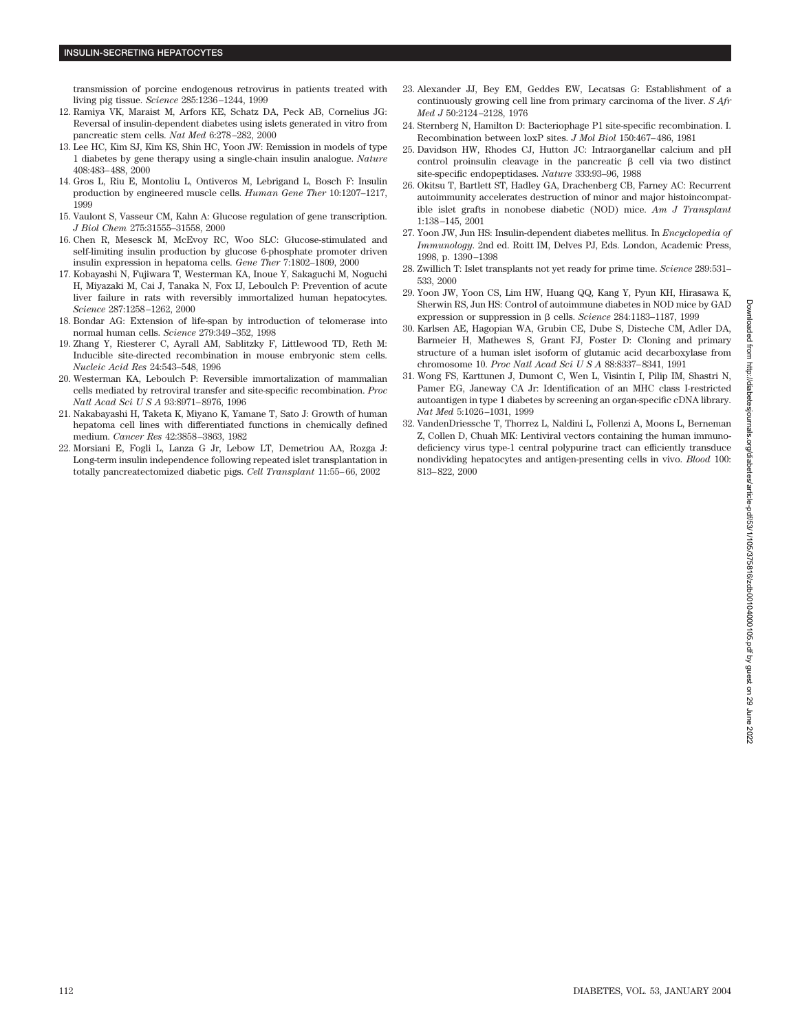transmission of porcine endogenous retrovirus in patients treated with living pig tissue. *Science* 285:1236–1244, 1999

12. Ramiya VK, Maraist M, Arfors KE, Schatz DA, Peck AB, Cornelius JG: Reversal of insulin-dependent diabetes using islets generated in vitro from pancreatic stem cells. *Nat Med* 6:278–282, 2000
13. Lee HC, Kim SJ, Kim KS, Shin HC, Yoon JW: Remission in models of type 1 diabetes by gene therapy using a single-chain insulin analogue. *Nature* 408:483–488, 2000
14. Gros L, Riu E, Montoliu L, Ontiveros M, Lebrigand L, Bosch F: Insulin production by engineered muscle cells. *Human Gene Ther* 10:1207–1217, 1999
15. Vaulont S, Vasseur CM, Kahn A: Glucose regulation of gene transcription. *J Biol Chem* 275:31555–31558, 2000
16. Chen R, Mesesck M, McEvoy RC, Woo SLC: Glucose-stimulated and self-limiting insulin production by glucose 6-phosphate promoter driven insulin expression in hepatoma cells. *Gene Ther* 7:1802–1809, 2000
17. Kobayashi N, Fujiwara T, Westerman KA, Inoue Y, Sakaguchi M, Noguchi H, Miyazaki M, Cai J, Tanaka N, Fox IJ, Leboulch P: Prevention of acute liver failure in rats with reversibly immortalized human hepatocytes. *Science* 287:1258–1262, 2000
18. Bondar AG: Extension of life-span by introduction of telomerase into normal human cells. *Science* 279:349–352, 1998
19. Zhang Y, Riesterer C, Ayrall AM, Sablitzky F, Littlewood TD, Reth M: Inducible site-directed recombination in mouse embryonic stem cells. *Nucleic Acid Res* 24:543–548, 1996
20. Westerman KA, Leboulch P: Reversible immortalization of mammalian cells mediated by retroviral transfer and site-specific recombination. *Proc Natl Acad Sci U S A* 93:8971–8976, 1996
21. Nakabayashi H, Taketa K, Miyano K, Yamane T, Sato J: Growth of human hepatoma cell lines with differentiated functions in chemically defined medium. *Cancer Res* 42:3858–3863, 1982
22. Morsiani E, Fogli L, Lanza G Jr, Lebow LT, Demetriou AA, Rozga J: Long-term insulin independence following repeated islet transplantation in totally pancreatectomized diabetic pigs. *Cell Transplant* 11:55–66, 2002
23. Alexander JJ, Bey EM, Geddes EW, Lecatsas G: Establishment of a continuously growing cell line from primary carcinoma of the liver. *S Afr Med J* 50:2124–2128, 1976
24. Sternberg N, Hamilton D: Bacteriophage P1 site-specific recombination. I. Recombination between loxP sites. *J Mol Biol* 150:467–486, 1981
25. Davidson HW, Rhodes CJ, Hutton JC: Intraorganellar calcium and pH control proinsulin cleavage in the pancreatic β cell via two distinct site-specific endopeptidases. *Nature* 333:93–96, 1988
26. Okitsu T, Bartlett ST, Hadley GA, Drachenberg CB, Farney AC: Recurrent autoimmunity accelerates destruction of minor and major histoincompatible islet grafts in nonobese diabetic (NOD) mice. *Am J Transplant* 1:138–145, 2001
27. Yoon JW, Jun HS: Insulin-dependent diabetes mellitus. In *Encyclopedia of Immunology*. 2nd ed. Roitt IM, Delves PJ, Eds. London, Academic Press, 1998, p. 1390–1398
28. Zwillich T: Islet transplants not yet ready for prime time. *Science* 289:531–533, 2000
29. Yoon JW, Yoon CS, Lim HW, Huang QQ, Kang Y, Pyun KH, Hirasawa K, Sherwin RS, Jun HS: Control of autoimmune diabetes in NOD mice by GAD expression or suppression in β cells. *Science* 284:1183–1187, 1999
30. Karlsen AE, Hagopian WA, Grubin CE, Dube S, Disteche CM, Adler DA, Barmeier H, Mathewes S, Grant FJ, Foster D: Cloning and primary structure of a human islet isoform of glutamic acid decarboxylase from chromosome 10. *Proc Natl Acad Sci U S A* 88:8337–8341, 1991
31. Wong FS, Karttunen J, Dumont C, Wen L, Visintin I, Pilip IM, Shastri N, Pamer EG, Janeway CA Jr: Identification of an MHC class I-restricted autoantigen in type 1 diabetes by screening an organ-specific cDNA library. *Nat Med* 5:1026–1031, 1999
32. VandenDriessche T, Thorrez L, Naldini L, Follenzi A, Moons L, Berneman Z, Collen D, Chuah MK: Lentiviral vectors containing the human immunodeficiency virus type-1 central polypurine tract can efficiently transduce nondividing hepatocytes and antigen-presenting cells in vivo. *Blood* 100: 813–822, 2000